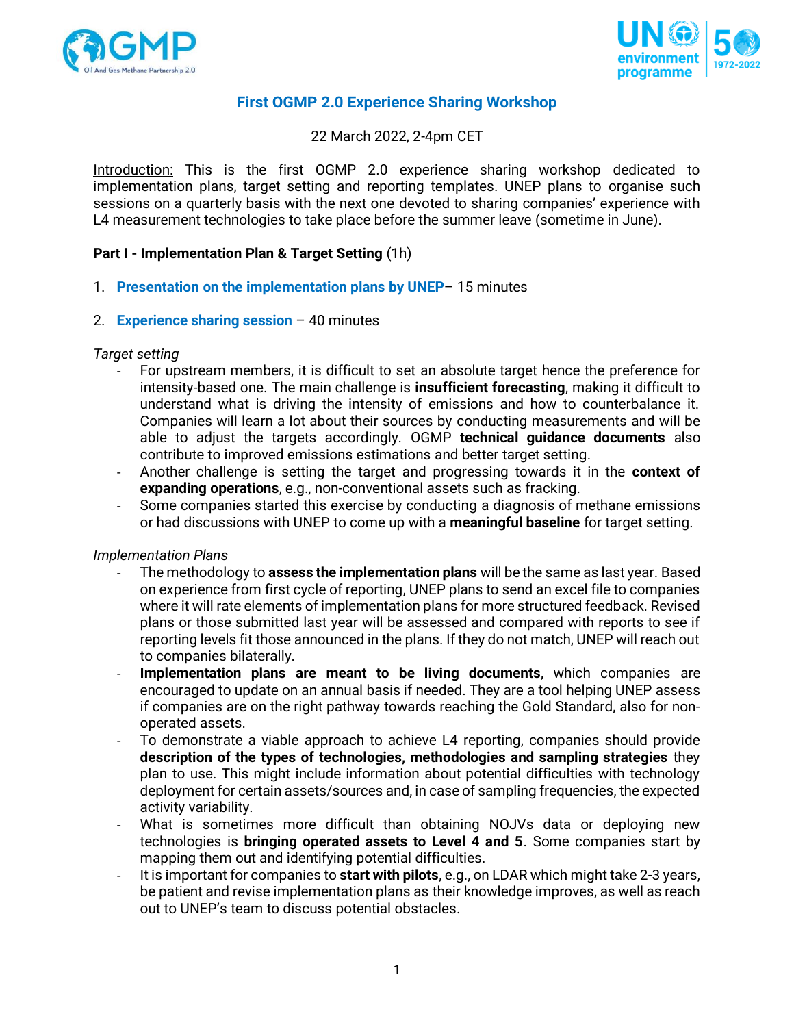# First OGMP 2.0 Experience Sharing Workshop

22 March 2022, 2-4pm CET

Introduction: This is the first OGMP 2.0 experience sharing workshop dedicated to implementation plans, target setting and reporting templates. UNEP plans to organise such sessions on a quarterly basis with the next one devoted to sharing companies' experience with L4 measurement technologies to take place before the summer leave (sometime in June).

**Part I - Implementation Plan & Target Setting** (1h)

1. **Presentation on the implementation plans by UNEP**– 15 minutes

2. **Experience sharing session** – 40 minutes

*Target setting*

- For upstream members, it is difficult to set an absolute target hence the preference for intensity-based one. The main challenge is **insufficient forecasting**, making it difficult to understand what is driving the intensity of emissions and how to counterbalance it. Companies will learn a lot about their sources by conducting measurements and will be able to adjust the targets accordingly. OGMP **technical guidance documents** also contribute to improved emissions estimations and better target setting.
- Another challenge is setting the target and progressing towards it in the **context of expanding operations**, e.g., non-conventional assets such as fracking.
- Some companies started this exercise by conducting a diagnosis of methane emissions or had discussions with UNEP to come up with a **meaningful baseline** for target setting.

*Implementation Plans*

- The methodology to **assess the implementation plans** will be the same as last year. Based on experience from first cycle of reporting, UNEP plans to send an excel file to companies where it will rate elements of implementation plans for more structured feedback. Revised plans or those submitted last year will be assessed and compared with reports to see if reporting levels fit those announced in the plans. If they do not match, UNEP will reach out to companies bilaterally.
- **Implementation plans are meant to be living documents**, which companies are encouraged to update on an annual basis if needed. They are a tool helping UNEP assess if companies are on the right pathway towards reaching the Gold Standard, also for non-operated assets.
- To demonstrate a viable approach to achieve L4 reporting, companies should provide **description of the types of technologies, methodologies and sampling strategies** they plan to use. This might include information about potential difficulties with technology deployment for certain assets/sources and, in case of sampling frequencies, the expected activity variability.
- What is sometimes more difficult than obtaining NOJVs data or deploying new technologies is **bringing operated assets to Level 4 and 5**. Some companies start by mapping them out and identifying potential difficulties.
- It is important for companies to **start with pilots**, e.g., on LDAR which might take 2-3 years, be patient and revise implementation plans as their knowledge improves, as well as reach out to UNEP's team to discuss potential obstacles.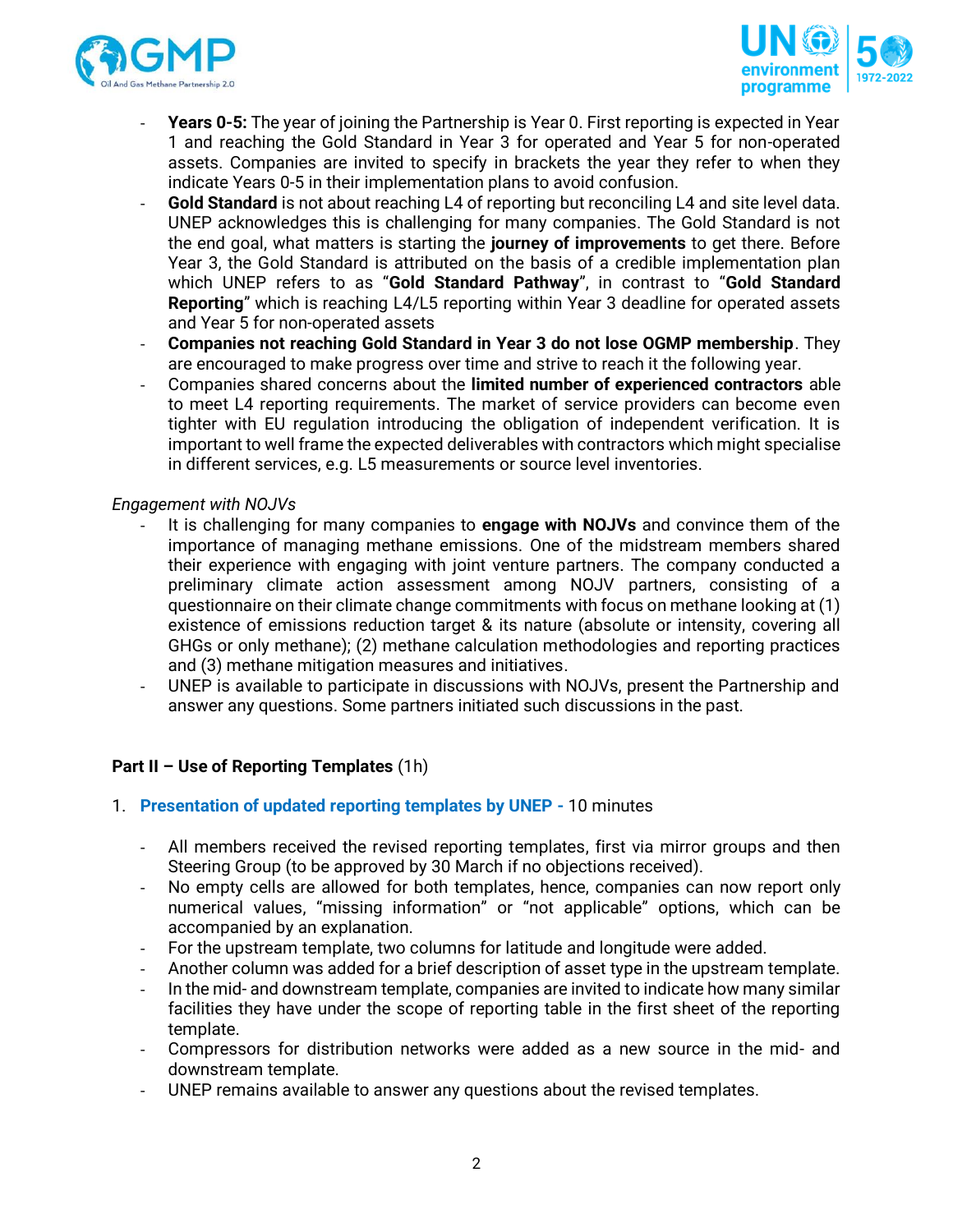- **Years 0-5:** The year of joining the Partnership is Year 0. First reporting is expected in Year 1 and reaching the Gold Standard in Year 3 for operated and Year 5 for non-operated assets. Companies are invited to specify in brackets the year they refer to when they indicate Years 0-5 in their implementation plans to avoid confusion.
- **Gold Standard** is not about reaching L4 of reporting but reconciling L4 and site level data. UNEP acknowledges this is challenging for many companies. The Gold Standard is not the end goal, what matters is starting the **journey of improvements** to get there. Before Year 3, the Gold Standard is attributed on the basis of a credible implementation plan which UNEP refers to as "**Gold Standard Pathway**", in contrast to "**Gold Standard Reporting**" which is reaching L4/L5 reporting within Year 3 deadline for operated assets and Year 5 for non-operated assets
- **Companies not reaching Gold Standard in Year 3 do not lose OGMP membership**. They are encouraged to make progress over time and strive to reach it the following year.
- Companies shared concerns about the **limited number of experienced contractors** able to meet L4 reporting requirements. The market of service providers can become even tighter with EU regulation introducing the obligation of independent verification. It is important to well frame the expected deliverables with contractors which might specialise in different services, e.g. L5 measurements or source level inventories.

*Engagement with NOJVs*

- It is challenging for many companies to **engage with NOJVs** and convince them of the importance of managing methane emissions. One of the midstream members shared their experience with engaging with joint venture partners. The company conducted a preliminary climate action assessment among NOJV partners, consisting of a questionnaire on their climate change commitments with focus on methane looking at (1) existence of emissions reduction target & its nature (absolute or intensity, covering all GHGs or only methane); (2) methane calculation methodologies and reporting practices and (3) methane mitigation measures and initiatives.
- UNEP is available to participate in discussions with NOJVs, present the Partnership and answer any questions. Some partners initiated such discussions in the past.

**Part II – Use of Reporting Templates** (1h)

1. **Presentation of updated reporting templates by UNEP -** 10 minutes

- All members received the revised reporting templates, first via mirror groups and then Steering Group (to be approved by 30 March if no objections received).
- No empty cells are allowed for both templates, hence, companies can now report only numerical values, "missing information" or "not applicable" options, which can be accompanied by an explanation.
- For the upstream template, two columns for latitude and longitude were added.
- Another column was added for a brief description of asset type in the upstream template.
- In the mid- and downstream template, companies are invited to indicate how many similar facilities they have under the scope of reporting table in the first sheet of the reporting template.
- Compressors for distribution networks were added as a new source in the mid- and downstream template.
- UNEP remains available to answer any questions about the revised templates.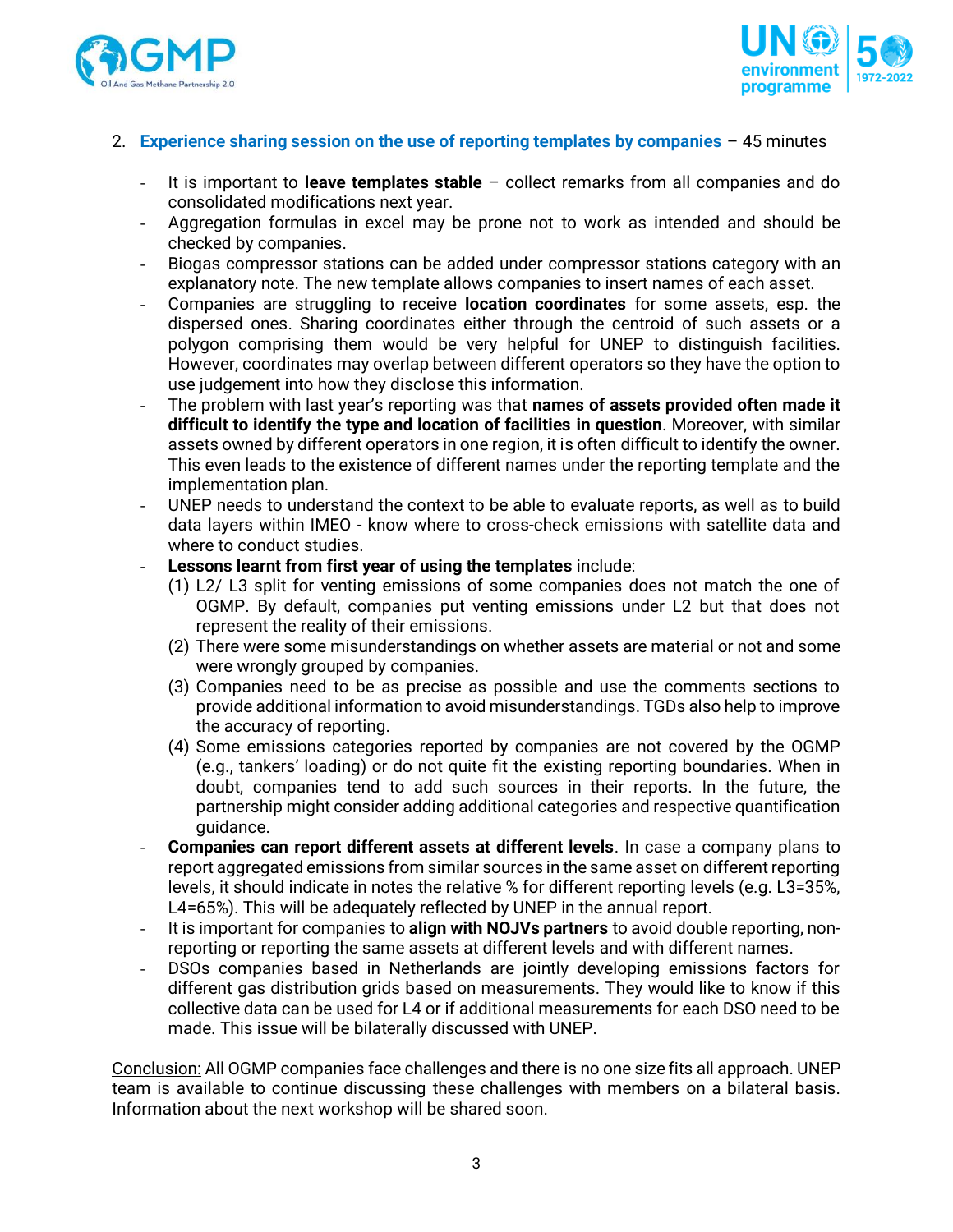2. **Experience sharing session on the use of reporting templates by companies** – 45 minutes

- It is important to **leave templates stable** – collect remarks from all companies and do consolidated modifications next year.
- Aggregation formulas in excel may be prone not to work as intended and should be checked by companies.
- Biogas compressor stations can be added under compressor stations category with an explanatory note. The new template allows companies to insert names of each asset.
- Companies are struggling to receive **location coordinates** for some assets, esp. the dispersed ones. Sharing coordinates either through the centroid of such assets or a polygon comprising them would be very helpful for UNEP to distinguish facilities. However, coordinates may overlap between different operators so they have the option to use judgement into how they disclose this information.
- The problem with last year's reporting was that **names of assets provided often made it difficult to identify the type and location of facilities in question**. Moreover, with similar assets owned by different operators in one region, it is often difficult to identify the owner. This even leads to the existence of different names under the reporting template and the implementation plan.
- UNEP needs to understand the context to be able to evaluate reports, as well as to build data layers within IMEO - know where to cross-check emissions with satellite data and where to conduct studies.
- **Lessons learnt from first year of using the templates** include:
  (1) L2/ L3 split for venting emissions of some companies does not match the one of OGMP. By default, companies put venting emissions under L2 but that does not represent the reality of their emissions.
  (2) There were some misunderstandings on whether assets are material or not and some were wrongly grouped by companies.
  (3) Companies need to be as precise as possible and use the comments sections to provide additional information to avoid misunderstandings. TGDs also help to improve the accuracy of reporting.
  (4) Some emissions categories reported by companies are not covered by the OGMP (e.g., tankers' loading) or do not quite fit the existing reporting boundaries. When in doubt, companies tend to add such sources in their reports. In the future, the partnership might consider adding additional categories and respective quantification guidance.
- **Companies can report different assets at different levels**. In case a company plans to report aggregated emissions from similar sources in the same asset on different reporting levels, it should indicate in notes the relative % for different reporting levels (e.g. L3=35%, L4=65%). This will be adequately reflected by UNEP in the annual report.
- It is important for companies to **align with NOJVs partners** to avoid double reporting, non-reporting or reporting the same assets at different levels and with different names.
- DSOs companies based in Netherlands are jointly developing emissions factors for different gas distribution grids based on measurements. They would like to know if this collective data can be used for L4 or if additional measurements for each DSO need to be made. This issue will be bilaterally discussed with UNEP.

Conclusion: All OGMP companies face challenges and there is no one size fits all approach. UNEP team is available to continue discussing these challenges with members on a bilateral basis. Information about the next workshop will be shared soon.